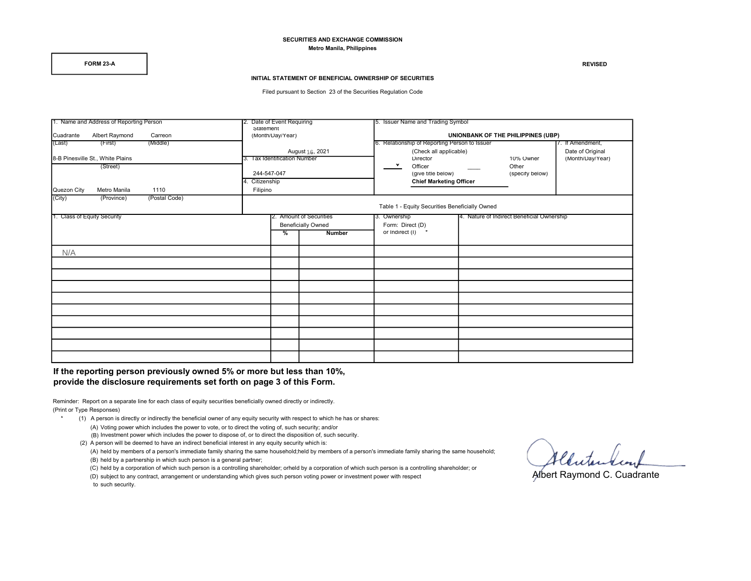SECURITIES AND EXCHANGE COMMISSION
Metro Manila, Philippines

**FORM 23-A**

REVISED

**INITIAL STATEMENT OF BENEFICIAL OWNERSHIP OF SECURITIES**

Filed pursuant to Section 23 of the Securities Regulation Code

| 1. Name and Address of Reporting Person | 2. Date of Event Requiring Statement (Month/Day/Year) | 5. Issuer Name and Trading Symbol | |
|---|---|---|---|
| Cuadrante (Last) Albert Raymond (First) Carreon (Middle) | August 16, 2021 | **UNIONBANK OF THE PHILIPPINES (UBP)** | |
| 8-B Pinesville St., White Plains (Street) | 3. Tax Identification Number: 244-547-047 | 6. Relationship of Reporting Person to Issuer (Check all applicable): ___ Director; ___ 10% Owner; ✓ Officer (give title below); ___ Other (specify below) — **Chief Marketing Officer** | 7. If Amendment, Date of Original (Month/Day/Year) |
| Quezon City (City) Metro Manila (Province) 1110 (Postal Code) | 4. Citizenship: Filipino | | |

Table 1 - Equity Securities Beneficially Owned

| 1. Class of Equity Security | 2. Amount of Securities Beneficially Owned | | 3. Ownership Form: Direct (D) or Indirect (I) * | 4. Nature of Indirect Beneficial Ownership |
|---|---|---|---|---|
| | % | Number | | |
| N/A | | | | |
| | | | | |
| | | | | |
| | | | | |
| | | | | |
| | | | | |
| | | | | |
| | | | | |
| | | | | |
| | | | | |

**If the reporting person previously owned 5% or more but less than 10%, provide the disclosure requirements set forth on page 3 of this Form.**

Reminder: Report on a separate line for each class of equity securities beneficially owned directly or indirectly.
(Print or Type Responses)

\* (1) A person is directly or indirectly the beneficial owner of any equity security with respect to which he has or shares:
 (A) Voting power which includes the power to vote, or to direct the voting of, such security; and/or
 (B) Investment power which includes the power to dispose of, or to direct the disposition of, such security.
 (2) A person will be deemed to have an indirect beneficial interest in any equity security which is:
 (A) held by members of a person's immediate family sharing the same household;held by members of a person's immediate family sharing the same household;
 (B) held by a partnership in which such person is a general partner;
 (C) held by a corporation of which such person is a controlling shareholder; orheld by a corporation of which such person is a controlling shareholder; or
 (D) subject to any contract, arrangement or understanding which gives such person voting power or investment power with respect to such security.

Albert Raymond C. Cuadrante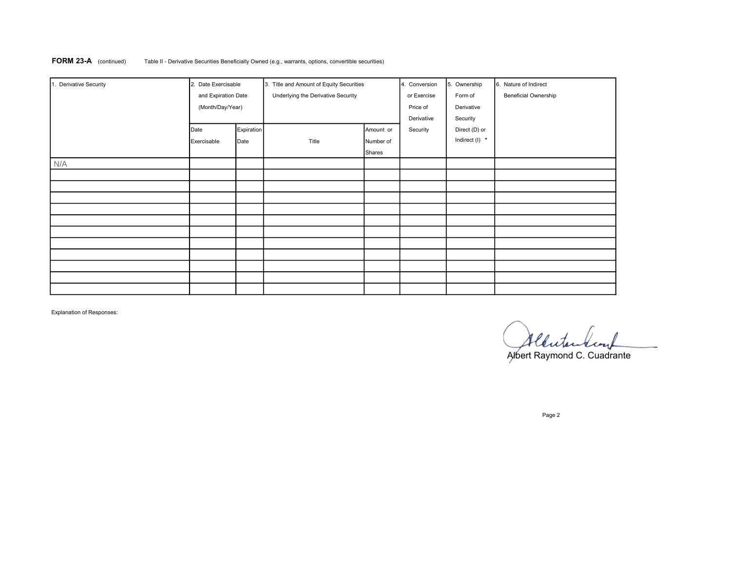**FORM 23-A** (continued) Table II - Derivative Securities Beneficially Owned (e.g., warrants, options, convertible securities)

| 1. Derivative Security | 2. Date Exercisable and Expiration Date (Month/Day/Year) | | 3. Title and Amount of Equity Securities Underlying the Derivative Security | | 4. Conversion or Exercise Price of Derivative Security | 5. Ownership Form of Derivative Security Direct (D) or Indirect (I) * | 6. Nature of Indirect Beneficial Ownership |
|---|---|---|---|---|---|---|---|
| | Date Exercisable | Expiration Date | Title | Amount or Number of Shares | | | |
| N/A | | | | | | | |
| | | | | | | | |
| | | | | | | | |
| | | | | | | | |
| | | | | | | | |
| | | | | | | | |
| | | | | | | | |
| | | | | | | | |
| | | | | | | | |
| | | | | | | | |
| | | | | | | | |
| | | | | | | | |

Explanation of Responses:

Albert Raymond C. Cuadrante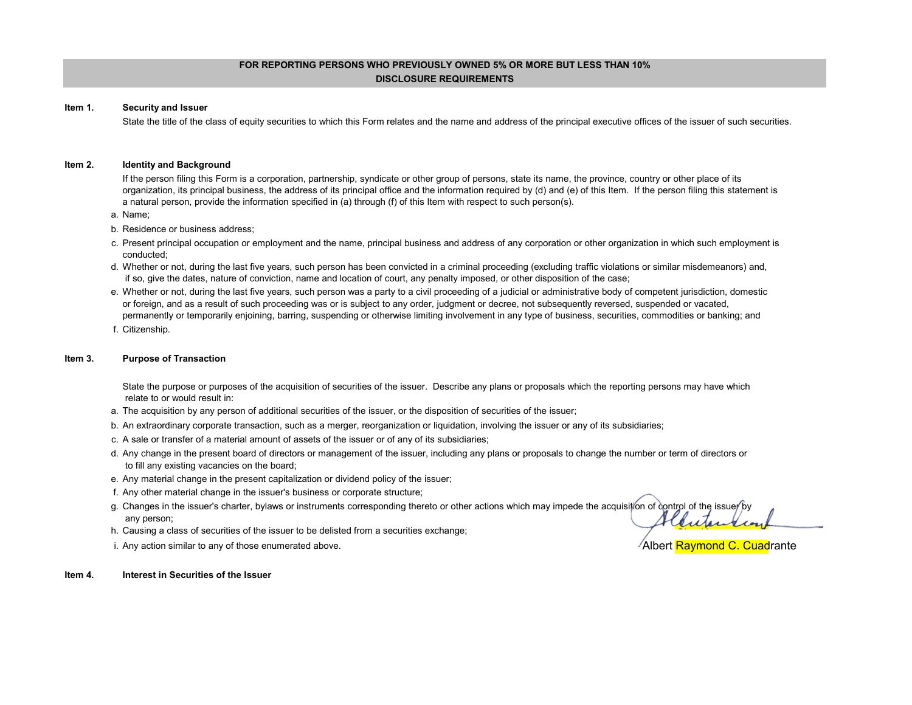## FOR REPORTING PERSONS WHO PREVIOUSLY OWNED 5% OR MORE BUT LESS THAN 10%
## DISCLOSURE REQUIREMENTS

**Item 1. Security and Issuer**

State the title of the class of equity securities to which this Form relates and the name and address of the principal executive offices of the issuer of such securities.

**Item 2. Identity and Background**

If the person filing this Form is a corporation, partnership, syndicate or other group of persons, state its name, the province, country or other place of its organization, its principal business, the address of its principal office and the information required by (d) and (e) of this Item. If the person filing this statement is a natural person, provide the information specified in (a) through (f) of this Item with respect to such person(s).

a. Name;
b. Residence or business address;
c. Present principal occupation or employment and the name, principal business and address of any corporation or other organization in which such employment is conducted;
d. Whether or not, during the last five years, such person has been convicted in a criminal proceeding (excluding traffic violations or similar misdemeanors) and, if so, give the dates, nature of conviction, name and location of court, any penalty imposed, or other disposition of the case;
e. Whether or not, during the last five years, such person was a party to a civil proceeding of a judicial or administrative body of competent jurisdiction, domestic or foreign, and as a result of such proceeding was or is subject to any order, judgment or decree, not subsequently reversed, suspended or vacated, permanently or temporarily enjoining, barring, suspending or otherwise limiting involvement in any type of business, securities, commodities or banking; and
f. Citizenship.

**Item 3. Purpose of Transaction**

State the purpose or purposes of the acquisition of securities of the issuer. Describe any plans or proposals which the reporting persons may have which relate to or would result in:

a. The acquisition by any person of additional securities of the issuer, or the disposition of securities of the issuer;
b. An extraordinary corporate transaction, such as a merger, reorganization or liquidation, involving the issuer or any of its subsidiaries;
c. A sale or transfer of a material amount of assets of the issuer or of any of its subsidiaries;
d. Any change in the present board of directors or management of the issuer, including any plans or proposals to change the number or term of directors or to fill any existing vacancies on the board;
e. Any material change in the present capitalization or dividend policy of the issuer;
f. Any other material change in the issuer's business or corporate structure;
g. Changes in the issuer's charter, bylaws or instruments corresponding thereto or other actions which may impede the acquisition of control of the issuer by any person;
h. Causing a class of securities of the issuer to be delisted from a securities exchange;
i. Any action similar to any of those enumerated above.

Albert Raymond C. Cuadrante

**Item 4. Interest in Securities of the Issuer**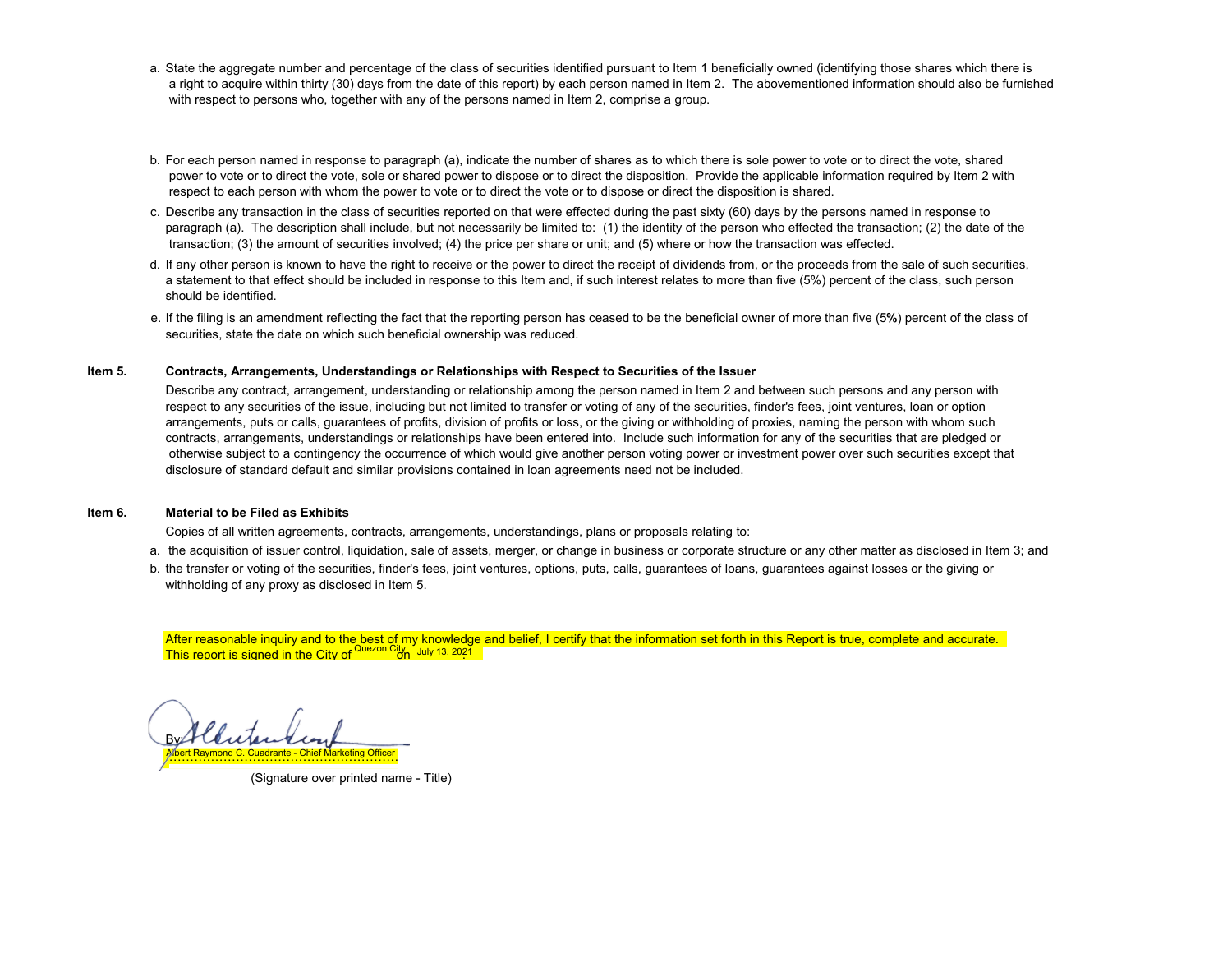a. State the aggregate number and percentage of the class of securities identified pursuant to Item 1 beneficially owned (identifying those shares which there is a right to acquire within thirty (30) days from the date of this report) by each person named in Item 2. The abovementioned information should also be furnished with respect to persons who, together with any of the persons named in Item 2, comprise a group.

b. For each person named in response to paragraph (a), indicate the number of shares as to which there is sole power to vote or to direct the vote, shared power to vote or to direct the vote, sole or shared power to dispose or to direct the disposition. Provide the applicable information required by Item 2 with respect to each person with whom the power to vote or to direct the vote or to dispose or direct the disposition is shared.

c. Describe any transaction in the class of securities reported on that were effected during the past sixty (60) days by the persons named in response to paragraph (a). The description shall include, but not necessarily be limited to: (1) the identity of the person who effected the transaction; (2) the date of the transaction; (3) the amount of securities involved; (4) the price per share or unit; and (5) where or how the transaction was effected.

d. If any other person is known to have the right to receive or the power to direct the receipt of dividends from, or the proceeds from the sale of such securities, a statement to that effect should be included in response to this Item and, if such interest relates to more than five (5%) percent of the class, such person should be identified.

e. If the filing is an amendment reflecting the fact that the reporting person has ceased to be the beneficial owner of more than five (5**%**) percent of the class of securities, state the date on which such beneficial ownership was reduced.

**Item 5. Contracts, Arrangements, Understandings or Relationships with Respect to Securities of the Issuer**

Describe any contract, arrangement, understanding or relationship among the person named in Item 2 and between such persons and any person with respect to any securities of the issue, including but not limited to transfer or voting of any of the securities, finder's fees, joint ventures, loan or option arrangements, puts or calls, guarantees of profits, division of profits or loss, or the giving or withholding of proxies, naming the person with whom such contracts, arrangements, understandings or relationships have been entered into. Include such information for any of the securities that are pledged or otherwise subject to a contingency the occurrence of which would give another person voting power or investment power over such securities except that disclosure of standard default and similar provisions contained in loan agreements need not be included.

**Item 6. Material to be Filed as Exhibits**

Copies of all written agreements, contracts, arrangements, understandings, plans or proposals relating to:

a. the acquisition of issuer control, liquidation, sale of assets, merger, or change in business or corporate structure or any other matter as disclosed in Item 3; and

b. the transfer or voting of the securities, finder's fees, joint ventures, options, puts, calls, guarantees of loans, guarantees against losses or the giving or withholding of any proxy as disclosed in Item 5.

After reasonable inquiry and to the best of my knowledge and belief, I certify that the information set forth in this Report is true, complete and accurate. This report is signed in the City of Quezon City on July 13, 2021.

By: Albert Raymond C. Cuadrante - Chief Marketing Officer

(Signature over printed name - Title)